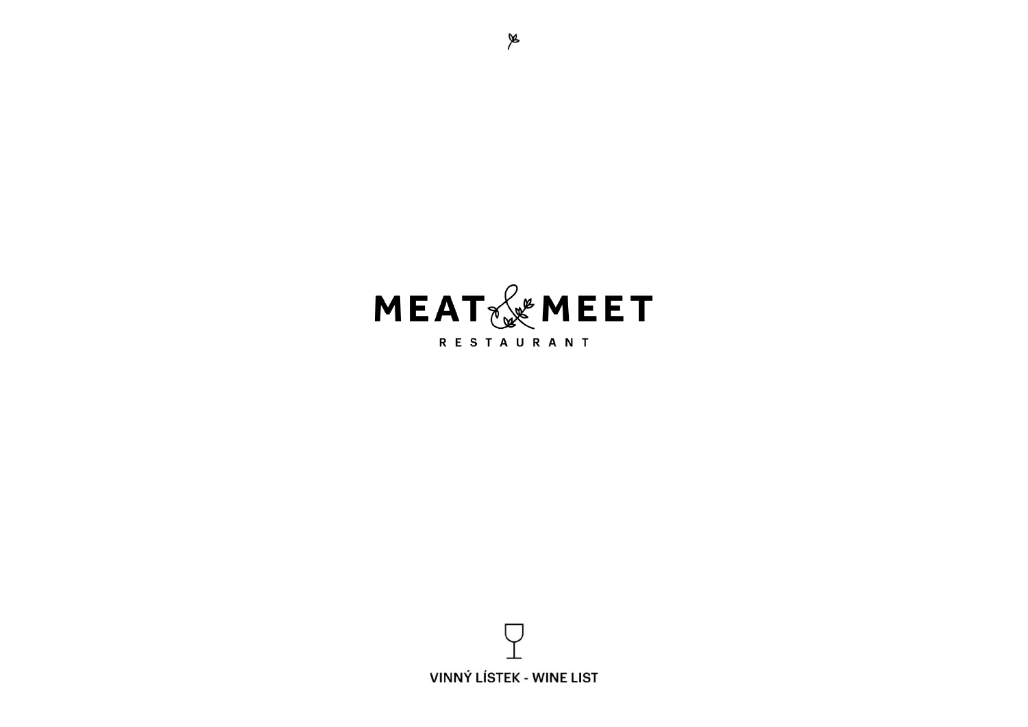# MEAT & MEET

RESTAURANT

VINNÝ LÍSTEK - WINE LIST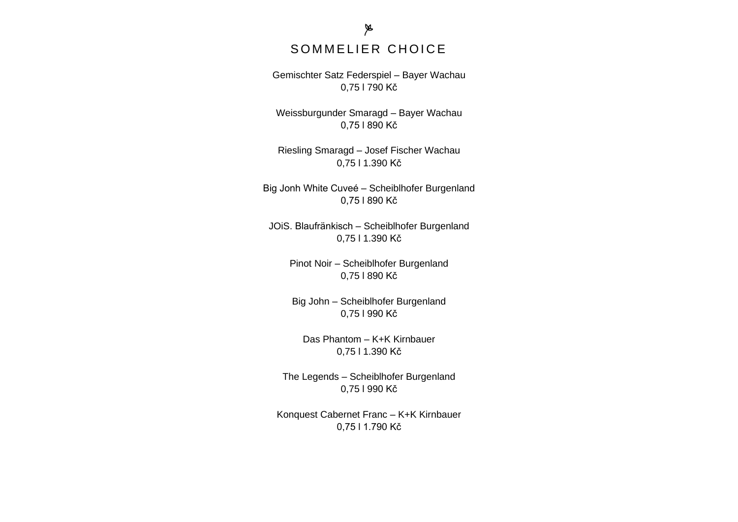# SOMMELIER CHOICE

Gemischter Satz Federspiel – Bayer Wachau
0,75 l 790 Kč

Weissburgunder Smaragd – Bayer Wachau
0,75 l 890 Kč

Riesling Smaragd – Josef Fischer Wachau
0,75 l 1.390 Kč

Big Jonh White Cuveé – Scheiblhofer Burgenland
0,75 l 890 Kč

JOiS. Blaufränkisch – Scheiblhofer Burgenland
0,75 l 1.390 Kč

Pinot Noir – Scheiblhofer Burgenland
0,75 l 890 Kč

Big John – Scheiblhofer Burgenland
0,75 l 990 Kč

Das Phantom – K+K Kirnbauer
0,75 l 1.390 Kč

The Legends – Scheiblhofer Burgenland
0,75 l 990 Kč

Konquest Cabernet Franc – K+K Kirnbauer
0,75 l 1.790 Kč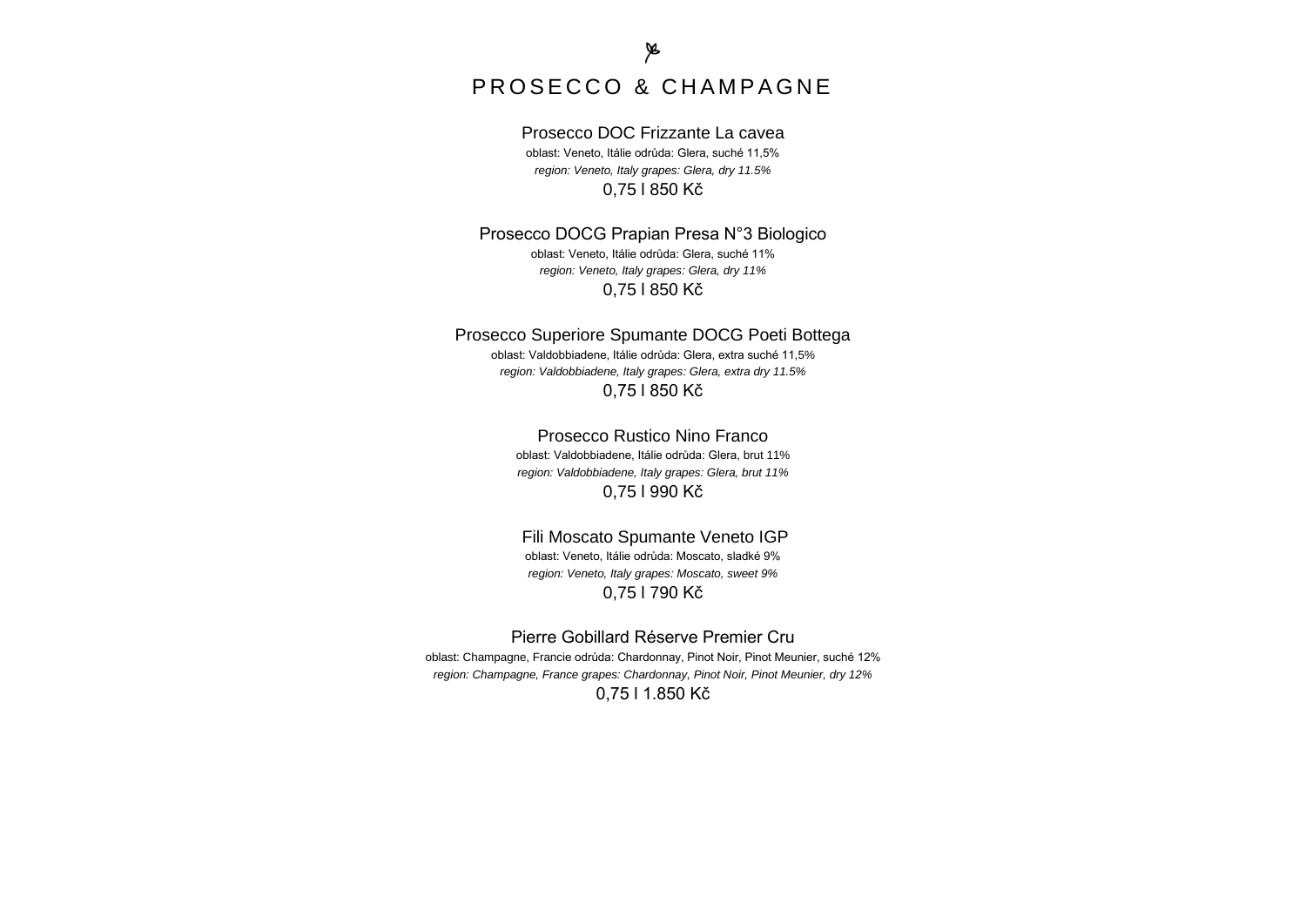# PROSECCO & CHAMPAGNE

### Prosecco DOC Frizzante La cavea

oblast: Veneto, Itálie odrůda: Glera, suché 11,5%

*region: Veneto, Italy grapes: Glera, dry 11.5%*

0,75 l 850 Kč

### Prosecco DOCG Prapian Presa N°3 Biologico

oblast: Veneto, Itálie odrůda: Glera, suché 11%

*region: Veneto, Italy grapes: Glera, dry 11%*

0,75 l 850 Kč

### Prosecco Superiore Spumante DOCG Poeti Bottega

oblast: Valdobbiadene, Itálie odrůda: Glera, extra suché 11,5%

*region: Valdobbiadene, Italy grapes: Glera, extra dry 11.5%*

0,75 l 850 Kč

### Prosecco Rustico Nino Franco

oblast: Valdobbiadene, Itálie odrůda: Glera, brut 11%

*region: Valdobbiadene, Italy grapes: Glera, brut 11%*

0,75 l 990 Kč

### Fili Moscato Spumante Veneto IGP

oblast: Veneto, Itálie odrůda: Moscato, sladké 9%

*region: Veneto, Italy grapes: Moscato, sweet 9%*

0,75 l 790 Kč

### Pierre Gobillard Réserve Premier Cru

oblast: Champagne, Francie odrůda: Chardonnay, Pinot Noir, Pinot Meunier, suché 12%

*region: Champagne, France grapes: Chardonnay, Pinot Noir, Pinot Meunier, dry 12%*

0,75 l 1.850 Kč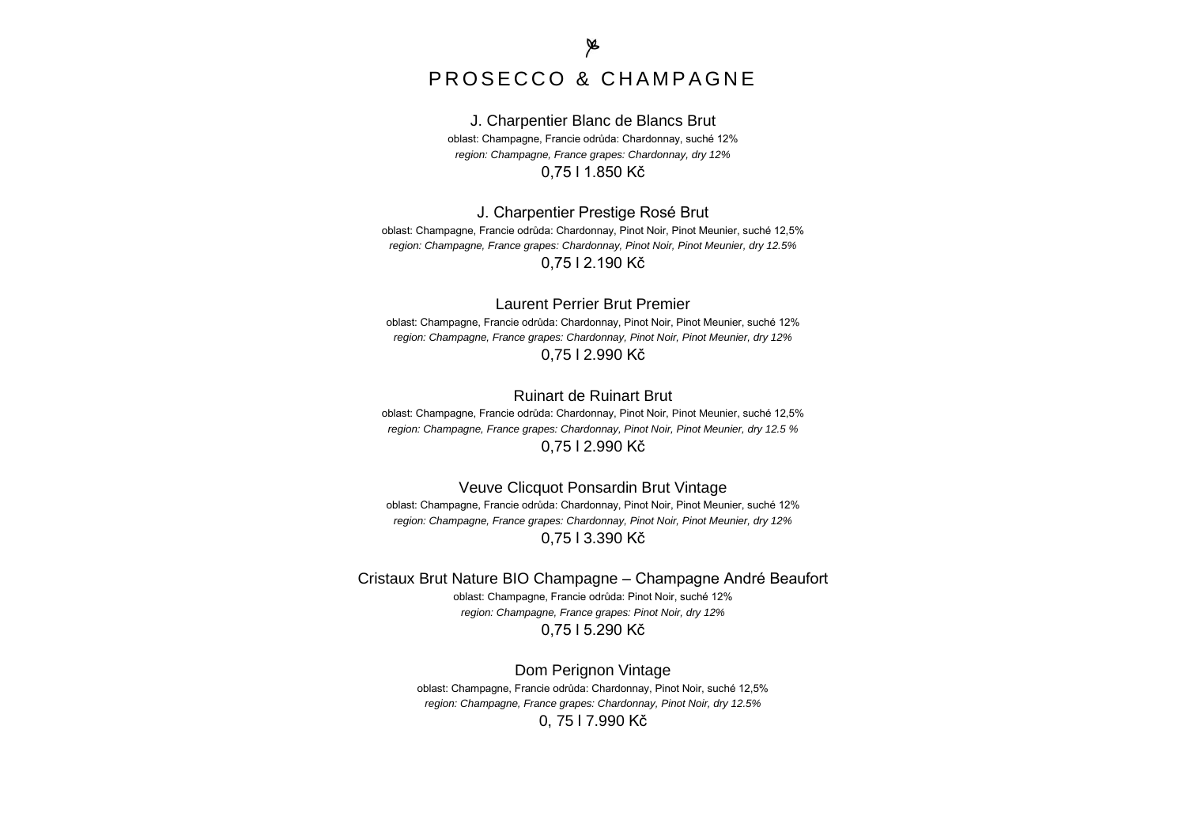# PROSECCO & CHAMPAGNE

### J. Charpentier Blanc de Blancs Brut

oblast: Champagne, Francie odrůda: Chardonnay, suché 12%

*region: Champagne, France grapes: Chardonnay, dry 12%*

0,75 l 1.850 Kč

### J. Charpentier Prestige Rosé Brut

oblast: Champagne, Francie odrůda: Chardonnay, Pinot Noir, Pinot Meunier, suché 12,5%

*region: Champagne, France grapes: Chardonnay, Pinot Noir, Pinot Meunier, dry 12.5%*

0,75 l 2.190 Kč

### Laurent Perrier Brut Premier

oblast: Champagne, Francie odrůda: Chardonnay, Pinot Noir, Pinot Meunier, suché 12%

*region: Champagne, France grapes: Chardonnay, Pinot Noir, Pinot Meunier, dry 12%*

0,75 l 2.990 Kč

### Ruinart de Ruinart Brut

oblast: Champagne, Francie odrůda: Chardonnay, Pinot Noir, Pinot Meunier, suché 12,5%

*region: Champagne, France grapes: Chardonnay, Pinot Noir, Pinot Meunier, dry 12.5 %*

0,75 l 2.990 Kč

### Veuve Clicquot Ponsardin Brut Vintage

oblast: Champagne, Francie odrůda: Chardonnay, Pinot Noir, Pinot Meunier, suché 12%

*region: Champagne, France grapes: Chardonnay, Pinot Noir, Pinot Meunier, dry 12%*

0,75 l 3.390 Kč

### Cristaux Brut Nature BIO Champagne – Champagne André Beaufort

oblast: Champagne, Francie odrůda: Pinot Noir, suché 12%

*region: Champagne, France grapes: Pinot Noir, dry 12%*

0,75 l 5.290 Kč

### Dom Perignon Vintage

oblast: Champagne, Francie odrůda: Chardonnay, Pinot Noir, suché 12,5%

*region: Champagne, France grapes: Chardonnay, Pinot Noir, dry 12.5%*

0, 75 l 7.990 Kč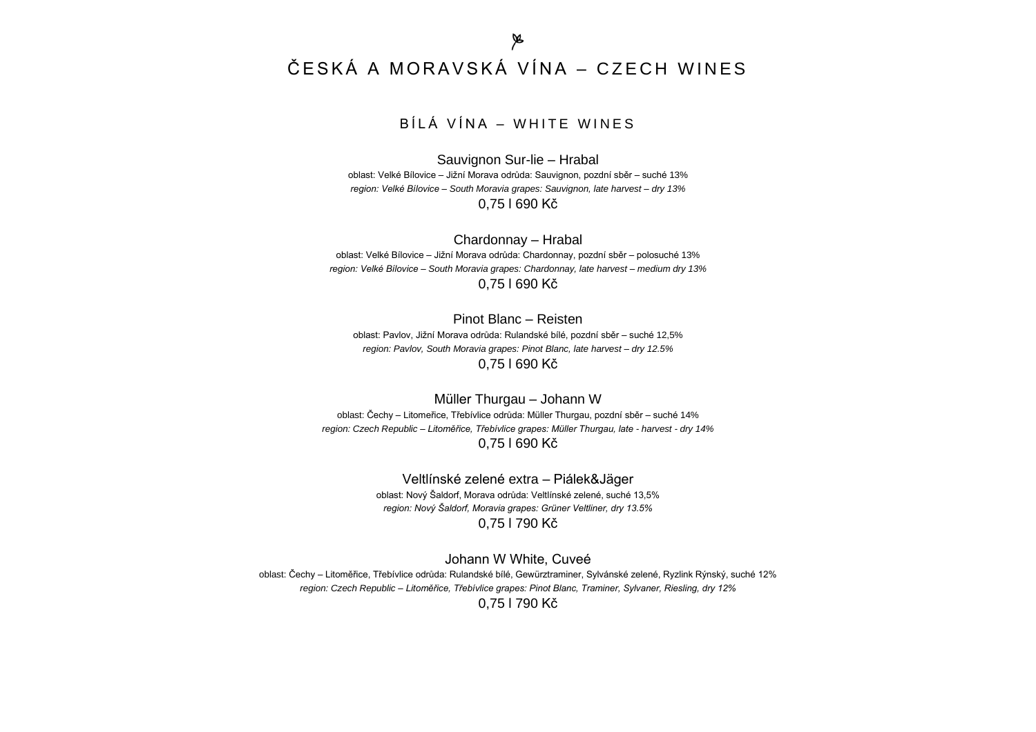# ČESKÁ A MORAVSKÁ VÍNA – CZECH WINES

## BÍLÁ VÍNA – WHITE WINES

### Sauvignon Sur-lie – Hrabal

oblast: Velké Bílovice – Jižní Morava odrůda: Sauvignon, pozdní sběr – suché 13%

*region: Velké Bílovice – South Moravia grapes: Sauvignon, late harvest – dry 13%*

0,75 l 690 Kč

### Chardonnay – Hrabal

oblast: Velké Bílovice – Jižní Morava odrůda: Chardonnay, pozdní sběr – polosuché 13%

*region: Velké Bílovice – South Moravia grapes: Chardonnay, late harvest – medium dry 13%*

0,75 l 690 Kč

### Pinot Blanc – Reisten

oblast: Pavlov, Jižní Morava odrůda: Rulandské bílé, pozdní sběr – suché 12,5%

*region: Pavlov, South Moravia grapes: Pinot Blanc, late harvest – dry 12.5%*

0,75 l 690 Kč

### Müller Thurgau – Johann W

oblast: Čechy – Litomeřice, Třebívlice odrůda: Müller Thurgau, pozdní sběr – suché 14%

*region: Czech Republic – Litoměřice, Třebívlice grapes: Müller Thurgau, late - harvest - dry 14%*

0,75 l 690 Kč

### Veltlínské zelené extra – Piálek&Jäger

oblast: Nový Šaldorf, Morava odrůda: Veltlínské zelené, suché 13,5%

*region: Nový Šaldorf, Moravia grapes: Grüner Veltliner, dry 13.5%*

0,75 l 790 Kč

### Johann W White, Cuveé

oblast: Čechy – Litoměřice, Třebívlice odrůda: Rulandské bílé, Gewürztraminer, Sylvánské zelené, Ryzlink Rýnský, suché 12%

*region: Czech Republic – Litoměřice, Třebívlice grapes: Pinot Blanc, Traminer, Sylvaner, Riesling, dry 12%*

0,75 l 790 Kč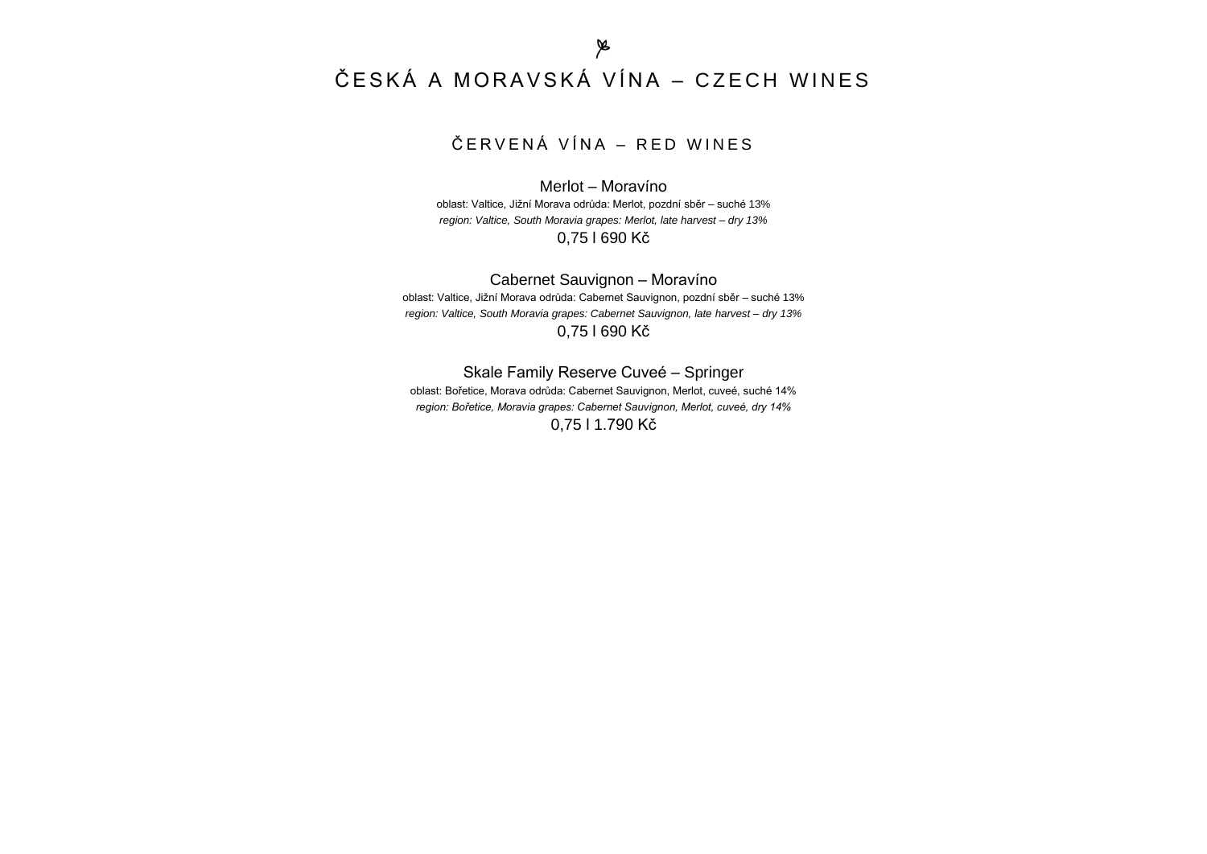# ČESKÁ A MORAVSKÁ VÍNA – CZECH WINES

## ČERVENÁ VÍNA – RED WINES

### Merlot – Moravíno

oblast: Valtice, Jižní Morava odrůda: Merlot, pozdní sběr – suché 13%

*region: Valtice, South Moravia grapes: Merlot, late harvest – dry 13%*

0,75 l 690 Kč

### Cabernet Sauvignon – Moravíno

oblast: Valtice, Jižní Morava odrůda: Cabernet Sauvignon, pozdní sběr – suché 13%

*region: Valtice, South Moravia grapes: Cabernet Sauvignon, late harvest – dry 13%*

0,75 l 690 Kč

### Skale Family Reserve Cuveé – Springer

oblast: Bořetice, Morava odrůda: Cabernet Sauvignon, Merlot, cuveé, suché 14%

*region: Bořetice, Moravia grapes: Cabernet Sauvignon, Merlot, cuveé, dry 14%*

0,75 l 1.790 Kč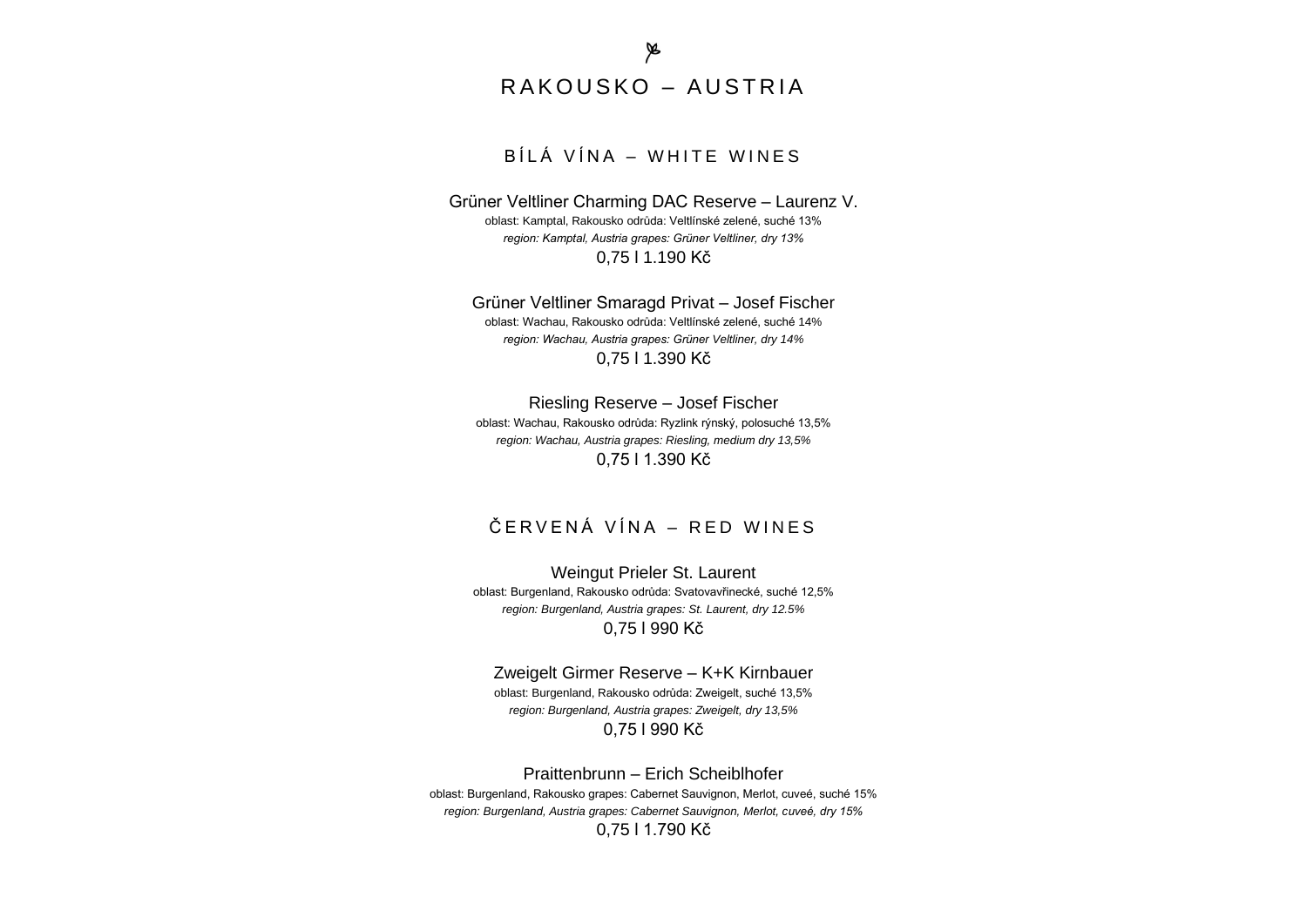# RAKOUSKO – AUSTRIA

## BÍLÁ VÍNA – WHITE WINES

Grüner Veltliner Charming DAC Reserve – Laurenz V.
oblast: Kamptal, Rakousko odrůda: Veltlínské zelené, suché 13%
*region: Kamptal, Austria grapes: Grüner Veltliner, dry 13%*
0,75 l 1.190 Kč

Grüner Veltliner Smaragd Privat – Josef Fischer
oblast: Wachau, Rakousko odrůda: Veltlínské zelené, suché 14%
*region: Wachau, Austria grapes: Grüner Veltliner, dry 14%*
0,75 l 1.390 Kč

Riesling Reserve – Josef Fischer
oblast: Wachau, Rakousko odrůda: Ryzlink rýnský, polosuché 13,5%
*region: Wachau, Austria grapes: Riesling, medium dry 13,5%*
0,75 l 1.390 Kč

## ČERVENÁ VÍNA – RED WINES

Weingut Prieler St. Laurent
oblast: Burgenland, Rakousko odrůda: Svatovavřinecké, suché 12,5%
*region: Burgenland, Austria grapes: St. Laurent, dry 12.5%*
0,75 l 990 Kč

Zweigelt Girmer Reserve – K+K Kirnbauer
oblast: Burgenland, Rakousko odrůda: Zweigelt, suché 13,5%
*region: Burgenland, Austria grapes: Zweigelt, dry 13,5%*
0,75 l 990 Kč

Praittenbrunn – Erich Scheiblhofer
oblast: Burgenland, Rakousko grapes: Cabernet Sauvignon, Merlot, cuveé, suché 15%
*region: Burgenland, Austria grapes: Cabernet Sauvignon, Merlot, cuveé, dry 15%*
0,75 l 1.790 Kč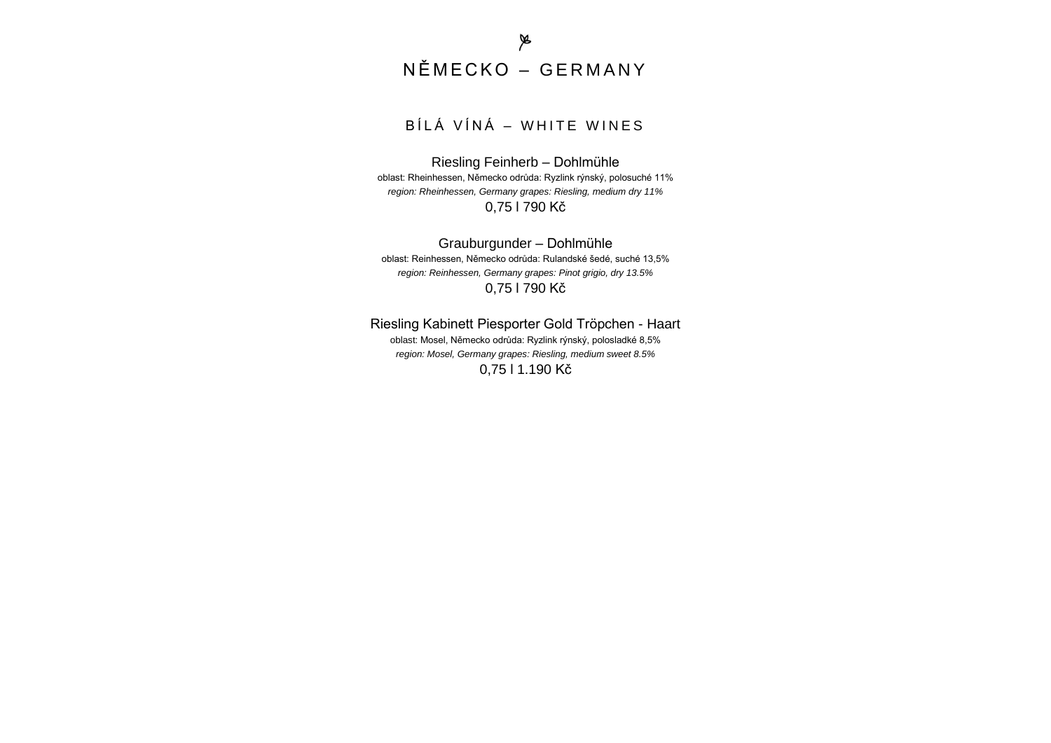# NĚMECKO – GERMANY

## BÍLÁ VÍNÁ – WHITE WINES

### Riesling Feinherb – Dohlmühle

oblast: Rheinhessen, Německo odrůda: Ryzlink rýnský, polosuché 11%

*region: Rheinhessen, Germany grapes: Riesling, medium dry 11%*

0,75 l 790 Kč

### Grauburgunder – Dohlmühle

oblast: Reinhessen, Německo odrůda: Rulandské šedé, suché 13,5%

*region: Reinhessen, Germany grapes: Pinot grigio, dry 13.5%*

0,75 l 790 Kč

### Riesling Kabinett Piesporter Gold Tröpchen - Haart

oblast: Mosel, Německo odrůda: Ryzlink rýnský, polosladké 8,5%

*region: Mosel, Germany grapes: Riesling, medium sweet 8.5%*

0,75 l 1.190 Kč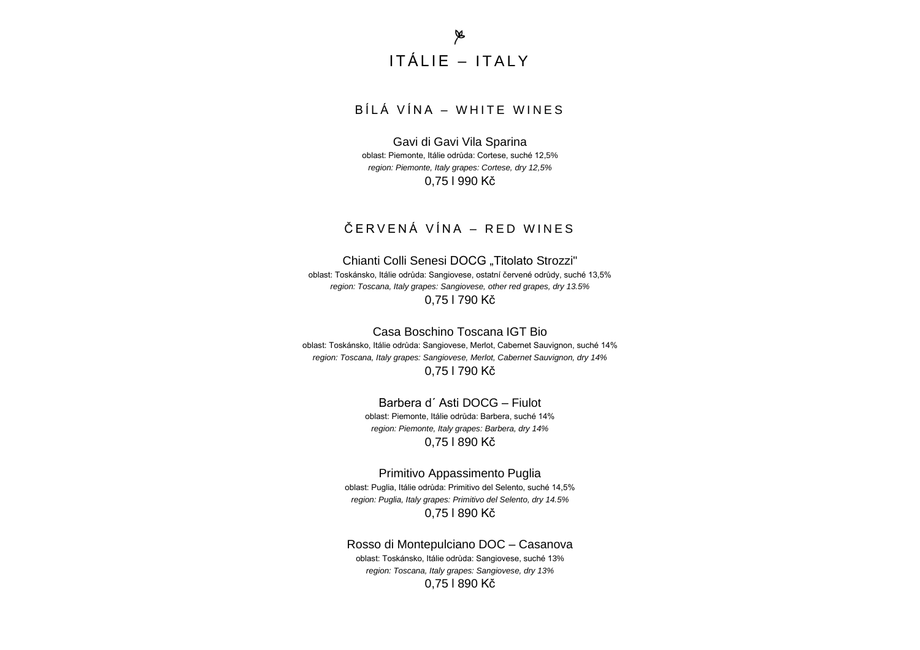# ITÁLIE – ITALY

## BÍLÁ VÍNA – WHITE WINES

### Gavi di Gavi Vila Sparina

oblast: Piemonte, Itálie odrůda: Cortese, suché 12,5%

*region: Piemonte, Italy grapes: Cortese, dry 12,5%*

0,75 l 990 Kč

## ČERVENÁ VÍNA – RED WINES

### Chianti Colli Senesi DOCG „Titolato Strozzi"

oblast: Toskánsko, Itálie odrůda: Sangiovese, ostatní červené odrůdy, suché 13,5%

*region: Toscana, Italy grapes: Sangiovese, other red grapes, dry 13.5%*

0,75 l 790 Kč

### Casa Boschino Toscana IGT Bio

oblast: Toskánsko, Itálie odrůda: Sangiovese, Merlot, Cabernet Sauvignon, suché 14%

*region: Toscana, Italy grapes: Sangiovese, Merlot, Cabernet Sauvignon, dry 14%*

0,75 l 790 Kč

### Barbera d´ Asti DOCG – Fiulot

oblast: Piemonte, Itálie odrůda: Barbera, suché 14%

*region: Piemonte, Italy grapes: Barbera, dry 14%*

0,75 l 890 Kč

### Primitivo Appassimento Puglia

oblast: Puglia, Itálie odrůda: Primitivo del Selento, suché 14,5%

*region: Puglia, Italy grapes: Primitivo del Selento, dry 14.5%*

0,75 l 890 Kč

### Rosso di Montepulciano DOC – Casanova

oblast: Toskánsko, Itálie odrůda: Sangiovese, suché 13%

*region: Toscana, Italy grapes: Sangiovese, dry 13%*

0,75 l 890 Kč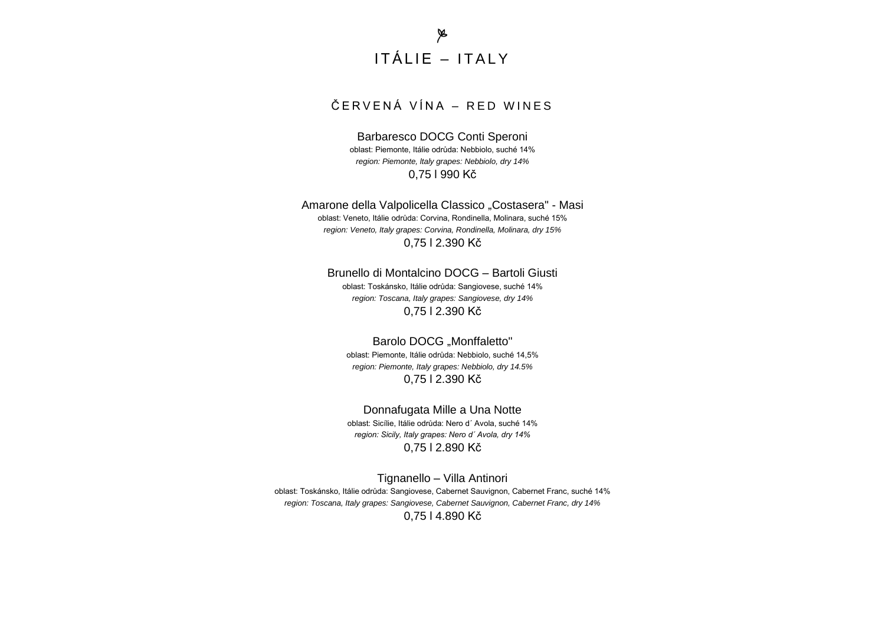# ITÁLIE – ITALY

## ČERVENÁ VÍNA – RED WINES

### Barbaresco DOCG Conti Speroni

oblast: Piemonte, Itálie odrůda: Nebbiolo, suché 14%

*region: Piemonte, Italy grapes: Nebbiolo, dry 14%*

0,75 l 990 Kč

### Amarone della Valpolicella Classico „Costasera" - Masi

oblast: Veneto, Itálie odrůda: Corvina, Rondinella, Molinara, suché 15%

*region: Veneto, Italy grapes: Corvina, Rondinella, Molinara, dry 15%*

0,75 l 2.390 Kč

### Brunello di Montalcino DOCG – Bartoli Giusti

oblast: Toskánsko, Itálie odrůda: Sangiovese, suché 14%

*region: Toscana, Italy grapes: Sangiovese, dry 14%*

0,75 l 2.390 Kč

### Barolo DOCG „Monffaletto"

oblast: Piemonte, Itálie odrůda: Nebbiolo, suché 14,5%

*region: Piemonte, Italy grapes: Nebbiolo, dry 14.5%*

0,75 l 2.390 Kč

### Donnafugata Mille a Una Notte

oblast: Sicílie, Itálie odrůda: Nero d´ Avola, suché 14%

*region: Sicily, Italy grapes: Nero d´ Avola, dry 14%*

0,75 l 2.890 Kč

### Tignanello – Villa Antinori

oblast: Toskánsko, Itálie odrůda: Sangiovese, Cabernet Sauvignon, Cabernet Franc, suché 14%

*region: Toscana, Italy grapes: Sangiovese, Cabernet Sauvignon, Cabernet Franc, dry 14%*

0,75 l 4.890 Kč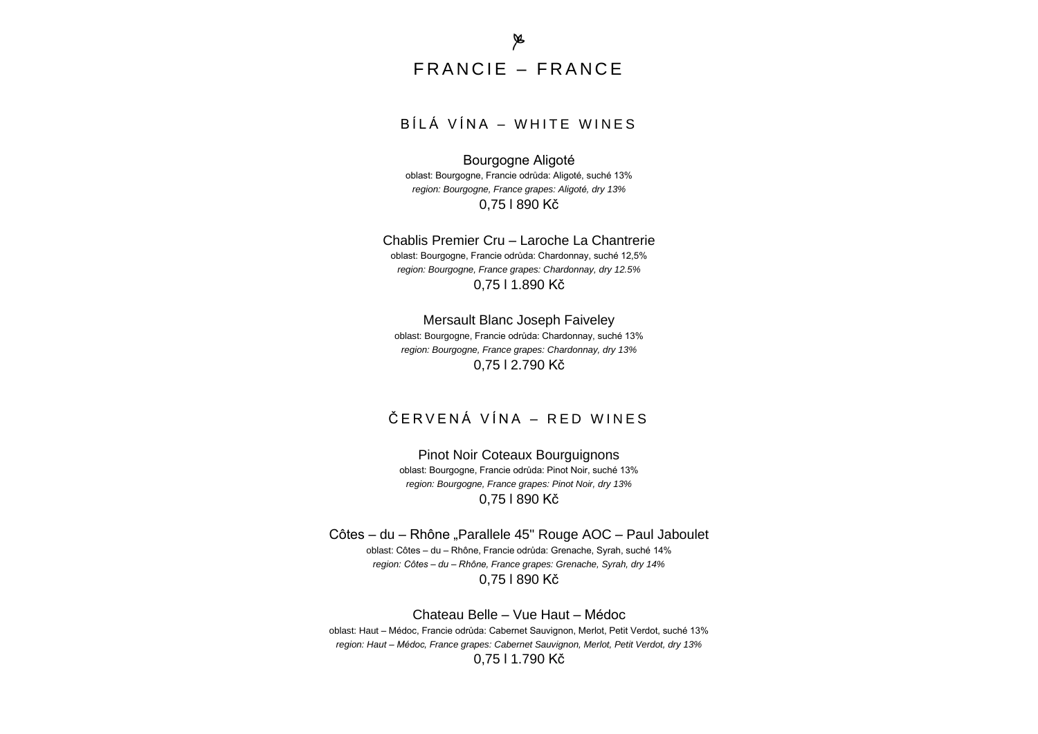# FRANCIE – FRANCE

## BÍLÁ VÍNA – WHITE WINES

### Bourgogne Aligoté

oblast: Bourgogne, Francie odrůda: Aligoté, suché 13%

*region: Bourgogne, France grapes: Aligoté, dry 13%*

0,75 l 890 Kč

### Chablis Premier Cru – Laroche La Chantrerie

oblast: Bourgogne, Francie odrůda: Chardonnay, suché 12,5%

*region: Bourgogne, France grapes: Chardonnay, dry 12.5%*

0,75 l 1.890 Kč

### Mersault Blanc Joseph Faiveley

oblast: Bourgogne, Francie odrůda: Chardonnay, suché 13%

*region: Bourgogne, France grapes: Chardonnay, dry 13%*

0,75 l 2.790 Kč

## ČERVENÁ VÍNA – RED WINES

### Pinot Noir Coteaux Bourguignons

oblast: Bourgogne, Francie odrůda: Pinot Noir, suché 13%

*region: Bourgogne, France grapes: Pinot Noir, dry 13%*

0,75 l 890 Kč

### Côtes – du – Rhône „Parallele 45" Rouge AOC – Paul Jaboulet

oblast: Côtes – du – Rhône, Francie odrůda: Grenache, Syrah, suché 14%

*region: Côtes – du – Rhône, France grapes: Grenache, Syrah, dry 14%*

0,75 l 890 Kč

### Chateau Belle – Vue Haut – Médoc

oblast: Haut – Médoc, Francie odrůda: Cabernet Sauvignon, Merlot, Petit Verdot, suché 13%

*region: Haut – Médoc, France grapes: Cabernet Sauvignon, Merlot, Petit Verdot, dry 13%*

0,75 l 1.790 Kč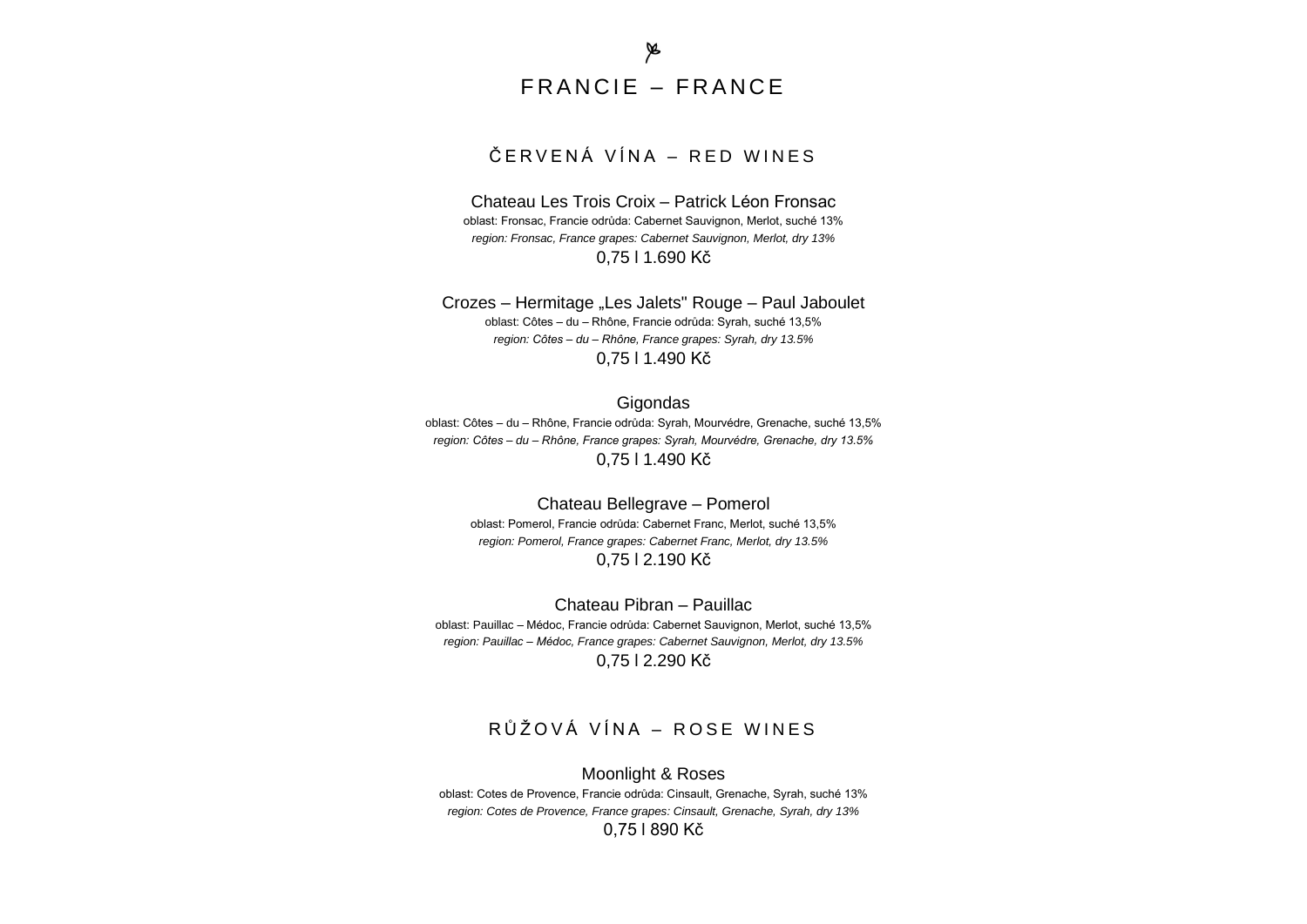# FRANCIE – FRANCE

## ČERVENÁ VÍNA – RED WINES

### Chateau Les Trois Croix – Patrick Léon Fronsac

oblast: Fronsac, Francie odrůda: Cabernet Sauvignon, Merlot, suché 13%

*region: Fronsac, France grapes: Cabernet Sauvignon, Merlot, dry 13%*

0,75 l 1.690 Kč

### Crozes – Hermitage „Les Jalets" Rouge – Paul Jaboulet

oblast: Côtes – du – Rhône, Francie odrůda: Syrah, suché 13,5%

*region: Côtes – du – Rhône, France grapes: Syrah, dry 13.5%*

0,75 l 1.490 Kč

### Gigondas

oblast: Côtes – du – Rhône, Francie odrůda: Syrah, Mourvédre, Grenache, suché 13,5%

*region: Côtes – du – Rhône, France grapes: Syrah, Mourvédre, Grenache, dry 13.5%*

0,75 l 1.490 Kč

### Chateau Bellegrave – Pomerol

oblast: Pomerol, Francie odrůda: Cabernet Franc, Merlot, suché 13,5%

*region: Pomerol, France grapes: Cabernet Franc, Merlot, dry 13.5%*

0,75 l 2.190 Kč

### Chateau Pibran – Pauillac

oblast: Pauillac – Médoc, Francie odrůda: Cabernet Sauvignon, Merlot, suché 13,5%

*region: Pauillac – Médoc, France grapes: Cabernet Sauvignon, Merlot, dry 13.5%*

0,75 l 2.290 Kč

## RŮŽOVÁ VÍNA – ROSE WINES

### Moonlight & Roses

oblast: Cotes de Provence, Francie odrůda: Cinsault, Grenache, Syrah, suché 13%

*region: Cotes de Provence, France grapes: Cinsault, Grenache, Syrah, dry 13%*

0,75 l 890 Kč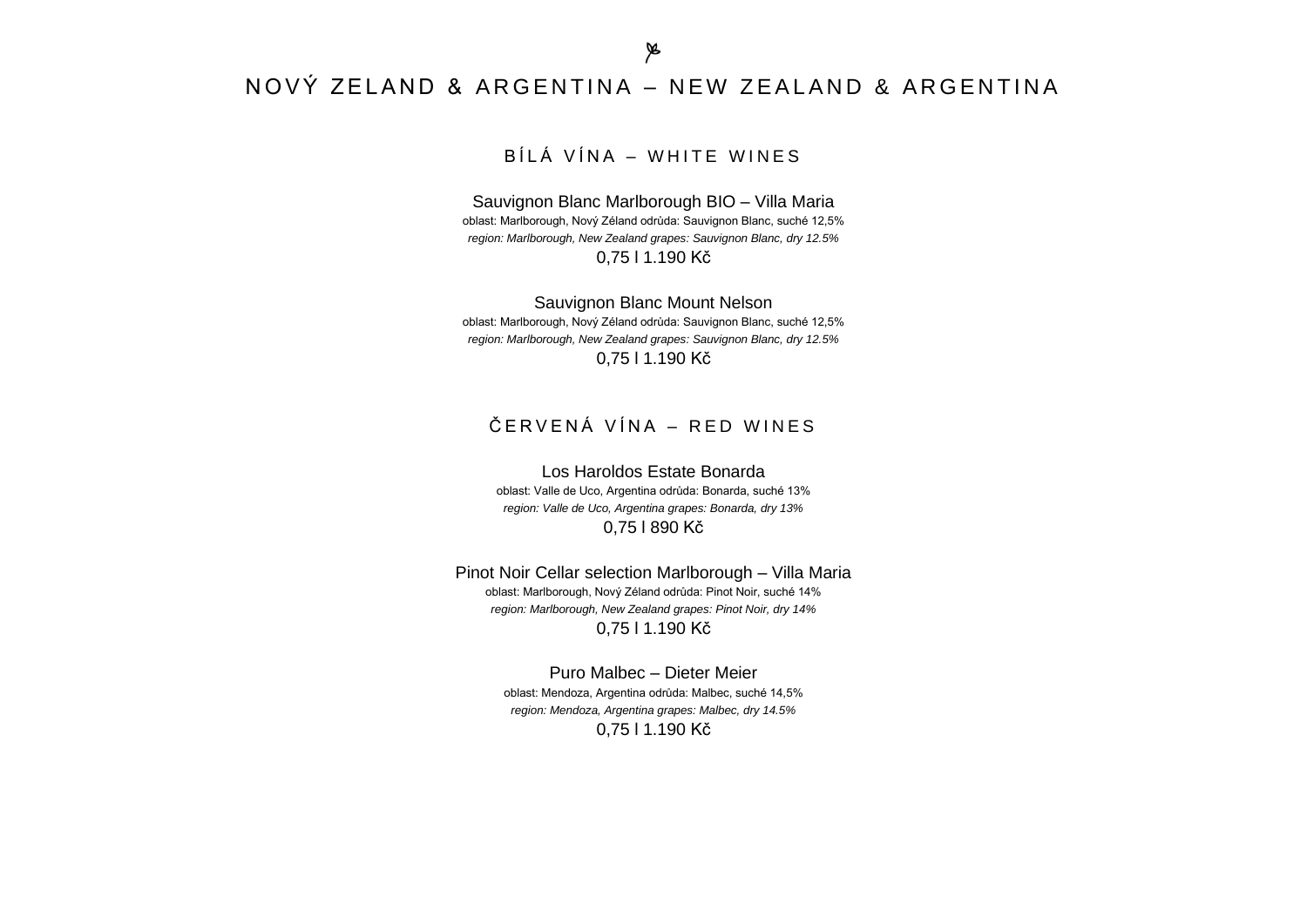# NOVÝ ZELAND & ARGENTINA – NEW ZEALAND & ARGENTINA

## BÍLÁ VÍNA – WHITE WINES

Sauvignon Blanc Marlborough BIO – Villa Maria
oblast: Marlborough, Nový Zéland odrůda: Sauvignon Blanc, suché 12,5%
*region: Marlborough, New Zealand grapes: Sauvignon Blanc, dry 12.5%*
0,75 l 1.190 Kč

Sauvignon Blanc Mount Nelson
oblast: Marlborough, Nový Zéland odrůda: Sauvignon Blanc, suché 12,5%
*region: Marlborough, New Zealand grapes: Sauvignon Blanc, dry 12.5%*
0,75 l 1.190 Kč

## ČERVENÁ VÍNA – RED WINES

Los Haroldos Estate Bonarda
oblast: Valle de Uco, Argentina odrůda: Bonarda, suché 13%
*region: Valle de Uco, Argentina grapes: Bonarda, dry 13%*
0,75 l 890 Kč

Pinot Noir Cellar selection Marlborough – Villa Maria
oblast: Marlborough, Nový Zéland odrůda: Pinot Noir, suché 14%
*region: Marlborough, New Zealand grapes: Pinot Noir, dry 14%*
0,75 l 1.190 Kč

Puro Malbec – Dieter Meier
oblast: Mendoza, Argentina odrůda: Malbec, suché 14,5%
*region: Mendoza, Argentina grapes: Malbec, dry 14.5%*
0,75 l 1.190 Kč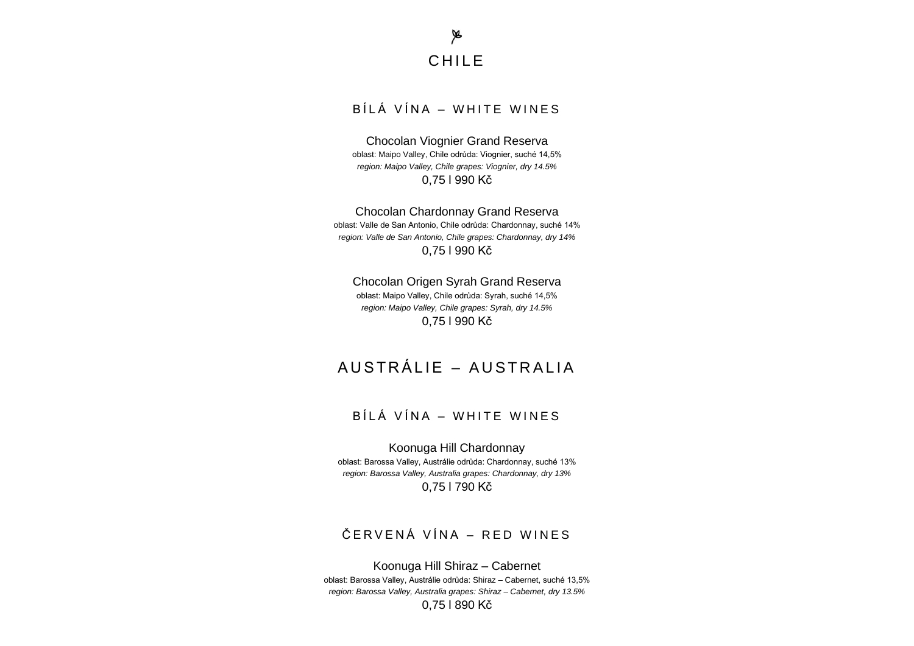# CHILE

## BÍLÁ VÍNA – WHITE WINES

### Chocolan Viognier Grand Reserva

oblast: Maipo Valley, Chile odrůda: Viognier, suché 14,5%
*region: Maipo Valley, Chile grapes: Viognier, dry 14.5%*
0,75 l 990 Kč

### Chocolan Chardonnay Grand Reserva

oblast: Valle de San Antonio, Chile odrůda: Chardonnay, suché 14%
*region: Valle de San Antonio, Chile grapes: Chardonnay, dry 14%*
0,75 l 990 Kč

### Chocolan Origen Syrah Grand Reserva

oblast: Maipo Valley, Chile odrůda: Syrah, suché 14,5%
*region: Maipo Valley, Chile grapes: Syrah, dry 14.5%*
0,75 l 990 Kč

# AUSTRÁLIE – AUSTRALIA

## BÍLÁ VÍNA – WHITE WINES

### Koonuga Hill Chardonnay

oblast: Barossa Valley, Austrálie odrůda: Chardonnay, suché 13%
*region: Barossa Valley, Australia grapes: Chardonnay, dry 13%*
0,75 l 790 Kč

## ČERVENÁ VÍNA – RED WINES

### Koonuga Hill Shiraz – Cabernet

oblast: Barossa Valley, Austrálie odrůda: Shiraz – Cabernet, suché 13,5%
*region: Barossa Valley, Australia grapes: Shiraz – Cabernet, dry 13.5%*
0,75 l 890 Kč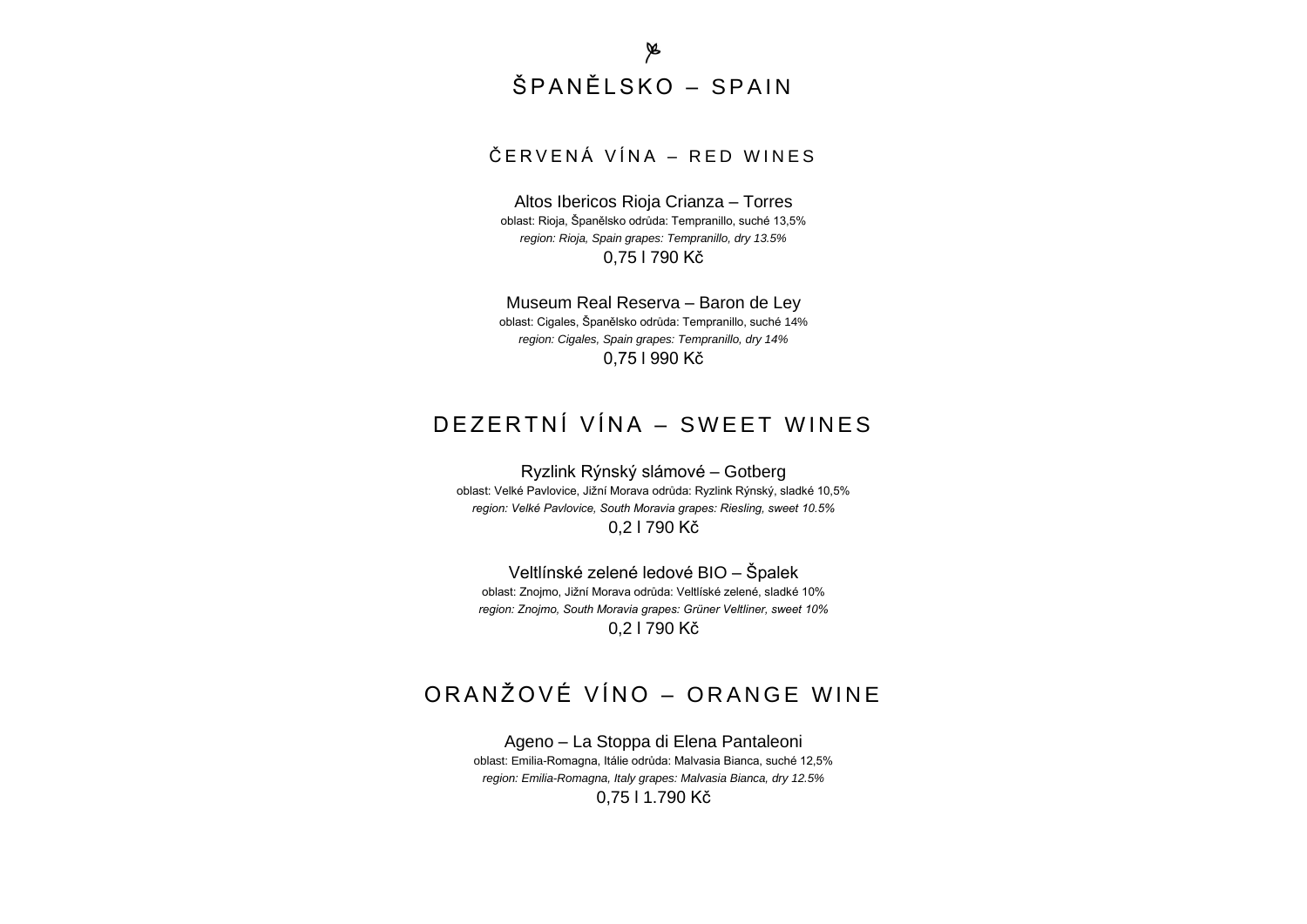# ŠPANĚLSKO – SPAIN

## ČERVENÁ VÍNA – RED WINES

Altos Ibericos Rioja Crianza – Torres
oblast: Rioja, Španělsko odrůda: Tempranillo, suché 13,5%
*region: Rioja, Spain grapes: Tempranillo, dry 13.5%*
0,75 l 790 Kč

Museum Real Reserva – Baron de Ley
oblast: Cigales, Španělsko odrůda: Tempranillo, suché 14%
*region: Cigales, Spain grapes: Tempranillo, dry 14%*
0,75 l 990 Kč

# DEZERTNÍ VÍNA – SWEET WINES

Ryzlink Rýnský slámové – Gotberg
oblast: Velké Pavlovice, Jižní Morava odrůda: Ryzlink Rýnský, sladké 10,5%
*region: Velké Pavlovice, South Moravia grapes: Riesling, sweet 10.5%*
0,2 l 790 Kč

Veltlínské zelené ledové BIO – Špalek
oblast: Znojmo, Jižní Morava odrůda: Veltlíské zelené, sladké 10%
*region: Znojmo, South Moravia grapes: Grüner Veltliner, sweet 10%*
0,2 l 790 Kč

# ORANŽOVÉ VÍNO – ORANGE WINE

Ageno – La Stoppa di Elena Pantaleoni
oblast: Emilia-Romagna, Itálie odrůda: Malvasia Bianca, suché 12,5%
*region: Emilia-Romagna, Italy grapes: Malvasia Bianca, dry 12.5%*
0,75 l 1.790 Kč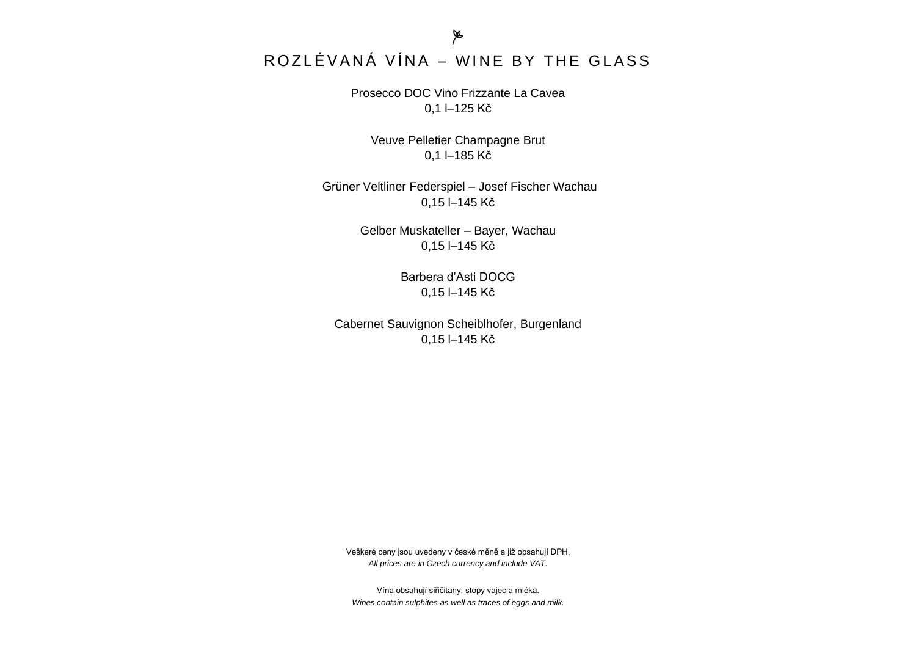# ROZLÉVANÁ VÍNA – WINE BY THE GLASS

Prosecco DOC Vino Frizzante La Cavea
0,1 l–125 Kč

Veuve Pelletier Champagne Brut
0,1 l–185 Kč

Grüner Veltliner Federspiel – Josef Fischer Wachau
0,15 l–145 Kč

Gelber Muskateller – Bayer, Wachau
0,15 l–145 Kč

Barbera d’Asti DOCG
0,15 l–145 Kč

Cabernet Sauvignon Scheiblhofer, Burgenland
0,15 l–145 Kč

Veškeré ceny jsou uvedeny v české měně a již obsahují DPH.
*All prices are in Czech currency and include VAT.*

Vína obsahují siřičitany, stopy vajec a mléka.
*Wines contain sulphites as well as traces of eggs and milk.*